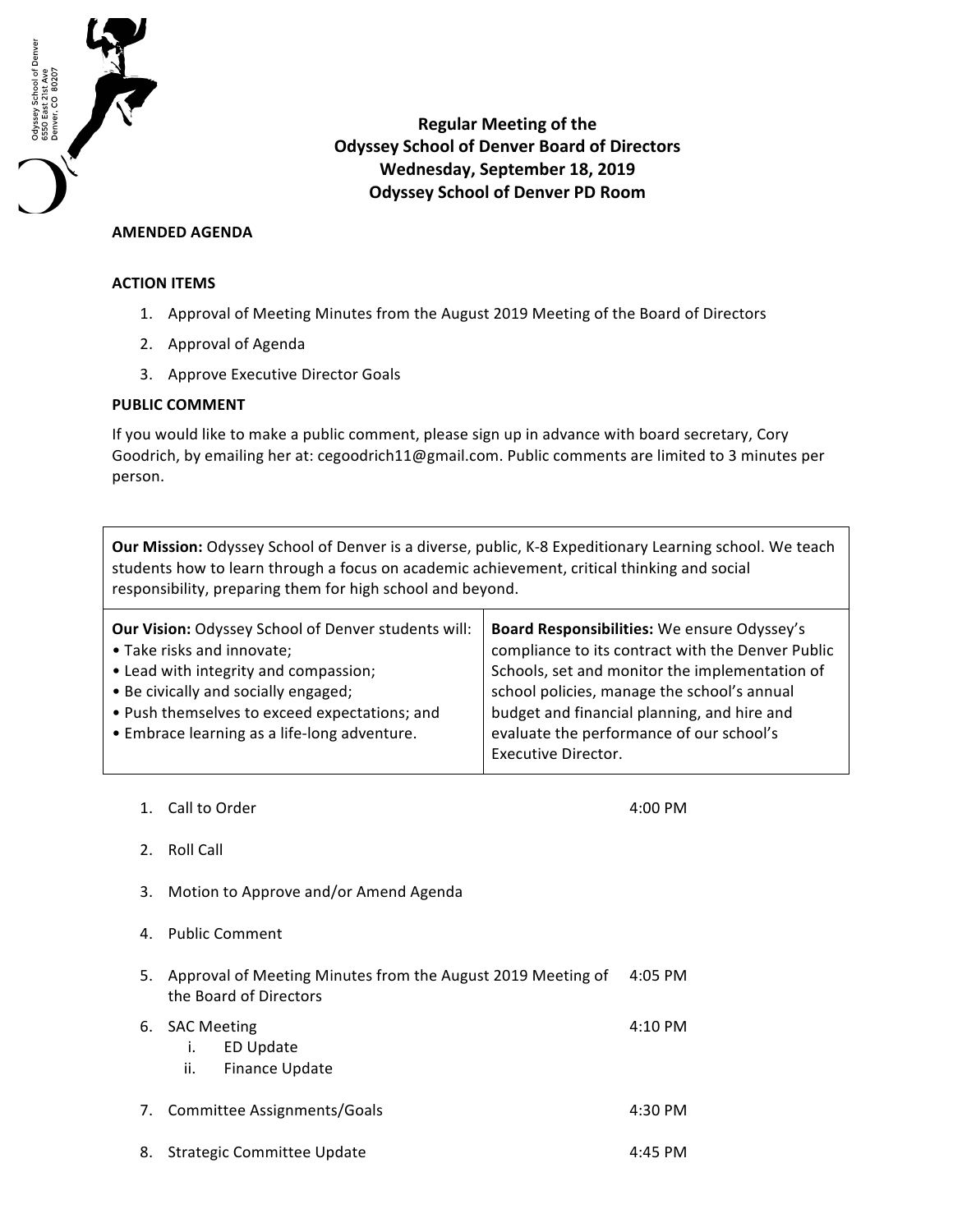Odyssey School of Denver
6550 East 21st Ave
Denver, CO 80207

# Regular Meeting of the Odyssey School of Denver Board of Directors
## Wednesday, September 18, 2019
## Odyssey School of Denver PD Room

**AMENDED AGENDA**

**ACTION ITEMS**

1. Approval of Meeting Minutes from the August 2019 Meeting of the Board of Directors
2. Approval of Agenda
3. Approve Executive Director Goals

**PUBLIC COMMENT**

If you would like to make a public comment, please sign up in advance with board secretary, Cory Goodrich, by emailing her at: cegoodrich11@gmail.com. Public comments are limited to 3 minutes per person.

**Our Mission:** Odyssey School of Denver is a diverse, public, K-8 Expeditionary Learning school. We teach students how to learn through a focus on academic achievement, critical thinking and social responsibility, preparing them for high school and beyond.

**Our Vision:** Odyssey School of Denver students will:
- Take risks and innovate;
- Lead with integrity and compassion;
- Be civically and socially engaged;
- Push themselves to exceed expectations; and
- Embrace learning as a life-long adventure.

**Board Responsibilities:** We ensure Odyssey's compliance to its contract with the Denver Public Schools, set and monitor the implementation of school policies, manage the school's annual budget and financial planning, and hire and evaluate the performance of our school's Executive Director.

| Item | Time |
|---|---|
| 1. Call to Order | 4:00 PM |
| 2. Roll Call | |
| 3. Motion to Approve and/or Amend Agenda | |
| 4. Public Comment | |
| 5. Approval of Meeting Minutes from the August 2019 Meeting of the Board of Directors | 4:05 PM |
| 6. SAC Meeting<br>i. ED Update<br>ii. Finance Update | 4:10 PM |
| 7. Committee Assignments/Goals | 4:30 PM |
| 8. Strategic Committee Update | 4:45 PM |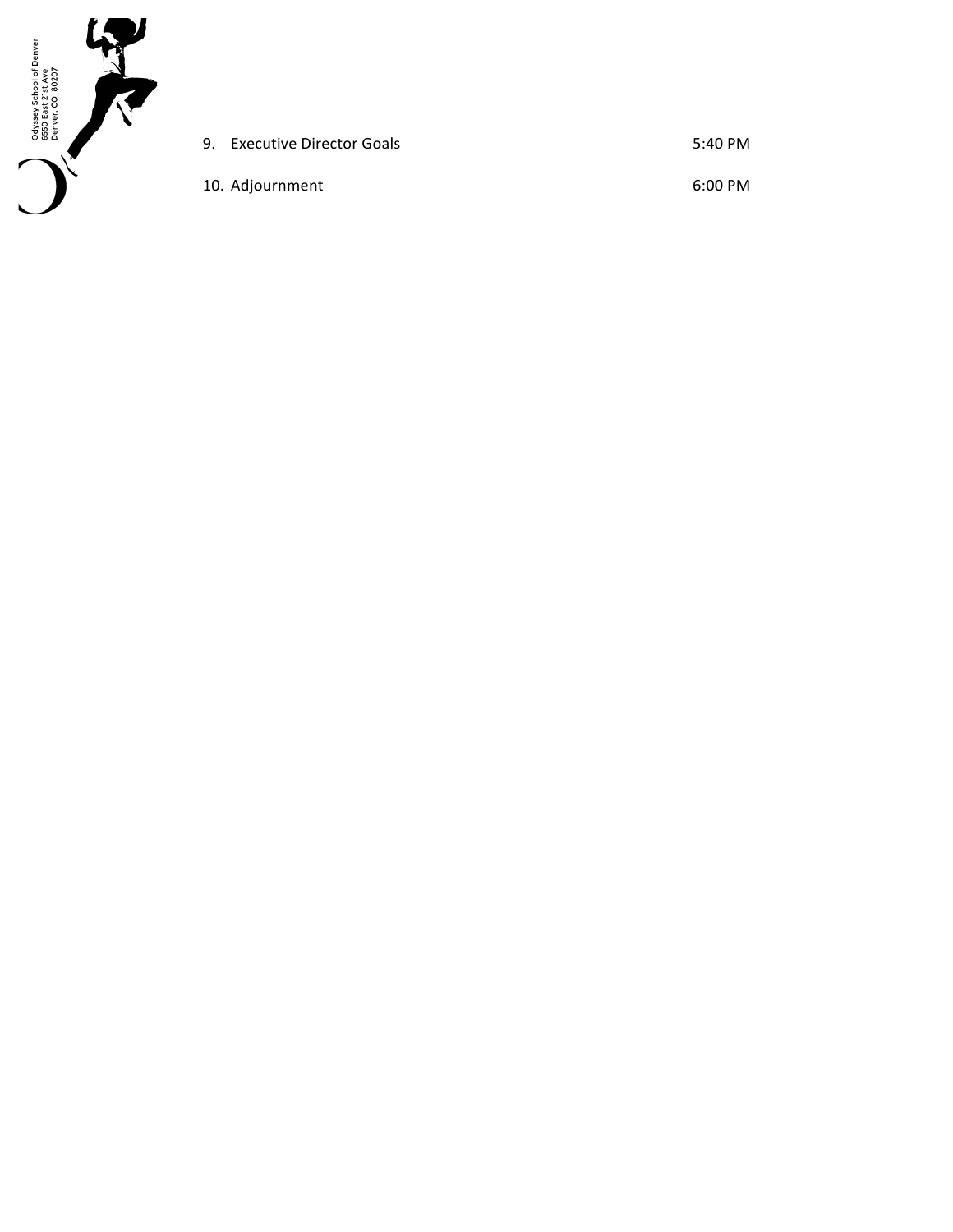9. Executive Director Goals 5:40 PM

10. Adjournment 6:00 PM